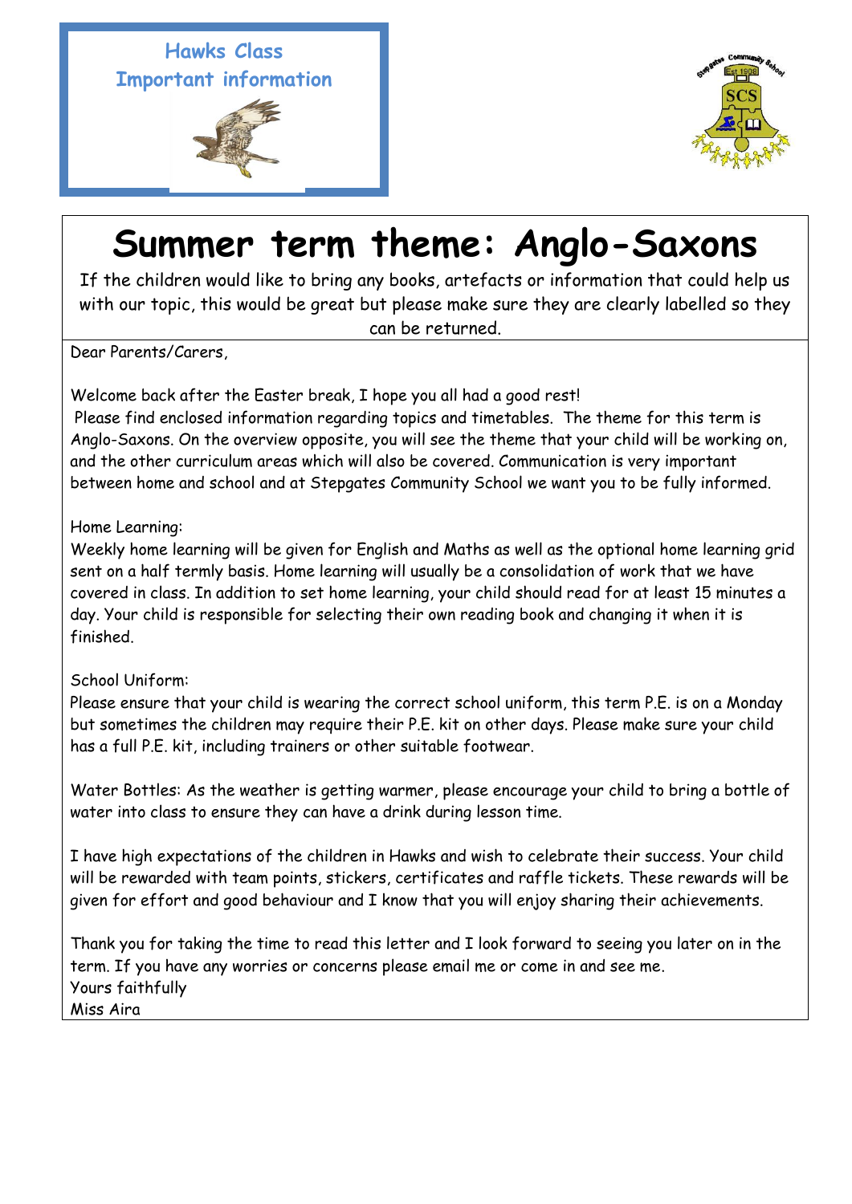Hawks Class
Important information

# Summer term theme: Anglo-Saxons

If the children would like to bring any books, artefacts or information that could help us with our topic, this would be great but please make sure they are clearly labelled so they can be returned.

Dear Parents/Carers,

Welcome back after the Easter break, I hope you all had a good rest!
Please find enclosed information regarding topics and timetables. The theme for this term is Anglo-Saxons. On the overview opposite, you will see the theme that your child will be working on, and the other curriculum areas which will also be covered. Communication is very important between home and school and at Stepgates Community School we want you to be fully informed.

Home Learning:
Weekly home learning will be given for English and Maths as well as the optional home learning grid sent on a half termly basis. Home learning will usually be a consolidation of work that we have covered in class. In addition to set home learning, your child should read for at least 15 minutes a day. Your child is responsible for selecting their own reading book and changing it when it is finished.

School Uniform:
Please ensure that your child is wearing the correct school uniform, this term P.E. is on a Monday but sometimes the children may require their P.E. kit on other days. Please make sure your child has a full P.E. kit, including trainers or other suitable footwear.

Water Bottles: As the weather is getting warmer, please encourage your child to bring a bottle of water into class to ensure they can have a drink during lesson time.

I have high expectations of the children in Hawks and wish to celebrate their success. Your child will be rewarded with team points, stickers, certificates and raffle tickets. These rewards will be given for effort and good behaviour and I know that you will enjoy sharing their achievements.

Thank you for taking the time to read this letter and I look forward to seeing you later on in the term. If you have any worries or concerns please email me or come in and see me.
Yours faithfully
Miss Aira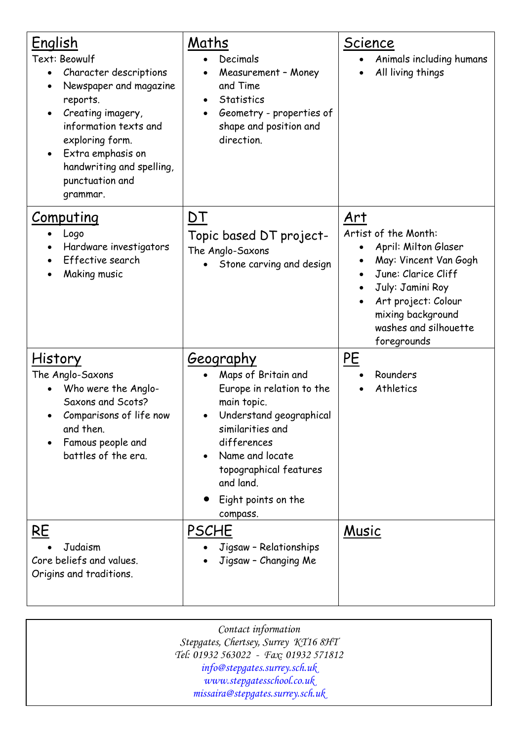| | | |
|---|---|---|
| **English**<br>Text: Beowulf<br>• Character descriptions<br>• Newspaper and magazine reports.<br>• Creating imagery, information texts and exploring form.<br>• Extra emphasis on handwriting and spelling, punctuation and grammar. | **Maths**<br>• Decimals<br>• Measurement – Money and Time<br>• Statistics<br>• Geometry - properties of shape and position and direction. | **Science**<br>• Animals including humans<br>• All living things |
| **Computing**<br>• Logo<br>• Hardware investigators<br>• Effective search<br>• Making music | **DT**<br>Topic based DT project-<br>The Anglo-Saxons<br>• Stone carving and design | **Art**<br>Artist of the Month:<br>• April: Milton Glaser<br>• May: Vincent Van Gogh<br>• June: Clarice Cliff<br>• July: Jamini Roy<br>• Art project: Colour mixing background washes and silhouette foregrounds |
| **History**<br>The Anglo-Saxons<br>• Who were the Anglo-Saxons and Scots?<br>• Comparisons of life now and then.<br>• Famous people and battles of the era. | **Geography**<br>• Maps of Britain and Europe in relation to the main topic.<br>• Understand geographical similarities and differences<br>• Name and locate topographical features and land.<br>• Eight points on the compass. | **PE**<br>• Rounders<br>• Athletics |
| **RE**<br>• Judaism<br>Core beliefs and values.<br>Origins and traditions. | **PSCHE**<br>• Jigsaw – Relationships<br>• Jigsaw – Changing Me | **Music** |

*Contact information*
*Stepgates, Chertsey, Surrey KT16 8HT*
*Tel: 01932 563022 - Fax: 01932 571812*
*info@stepgates.surrey.sch.uk*
*www.stepgatesschool.co.uk*
*missaira@stepgates.surrey.sch.uk*